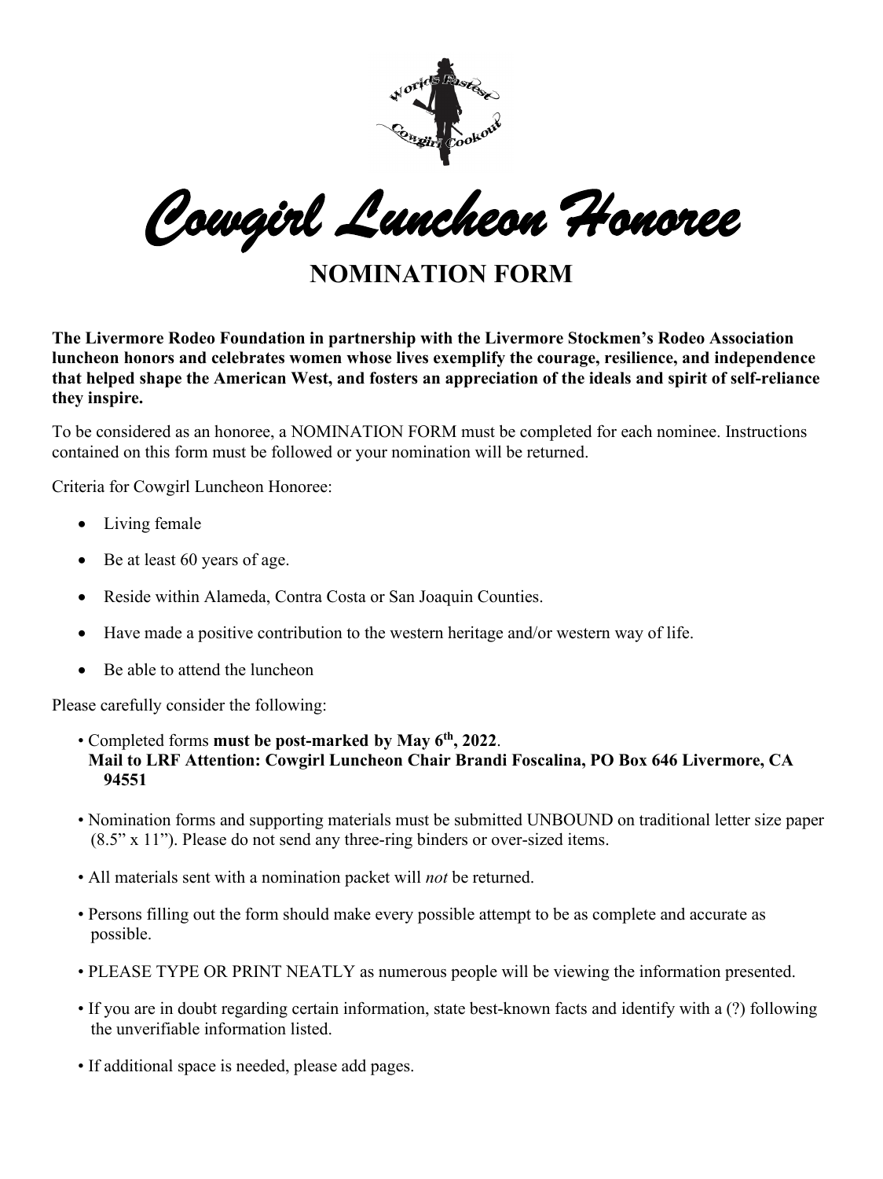# Cowgirl Luncheon Honoree

## NOMINATION FORM

**The Livermore Rodeo Foundation in partnership with the Livermore Stockmen's Rodeo Association luncheon honors and celebrates women whose lives exemplify the courage, resilience, and independence that helped shape the American West, and fosters an appreciation of the ideals and spirit of self-reliance they inspire.**

To be considered as an honoree, a NOMINATION FORM must be completed for each nominee. Instructions contained on this form must be followed or your nomination will be returned.

Criteria for Cowgirl Luncheon Honoree:

- Living female
- Be at least 60 years of age.
- Reside within Alameda, Contra Costa or San Joaquin Counties.
- Have made a positive contribution to the western heritage and/or western way of life.
- Be able to attend the luncheon

Please carefully consider the following:

- Completed forms **must be post-marked by May 6th, 2022**.
  **Mail to LRF Attention: Cowgirl Luncheon Chair Brandi Foscalina, PO Box 646 Livermore, CA 94551**
- Nomination forms and supporting materials must be submitted UNBOUND on traditional letter size paper (8.5" x 11"). Please do not send any three-ring binders or over-sized items.
- All materials sent with a nomination packet will *not* be returned.
- Persons filling out the form should make every possible attempt to be as complete and accurate as possible.
- PLEASE TYPE OR PRINT NEATLY as numerous people will be viewing the information presented.
- If you are in doubt regarding certain information, state best-known facts and identify with a (?) following the unverifiable information listed.
- If additional space is needed, please add pages.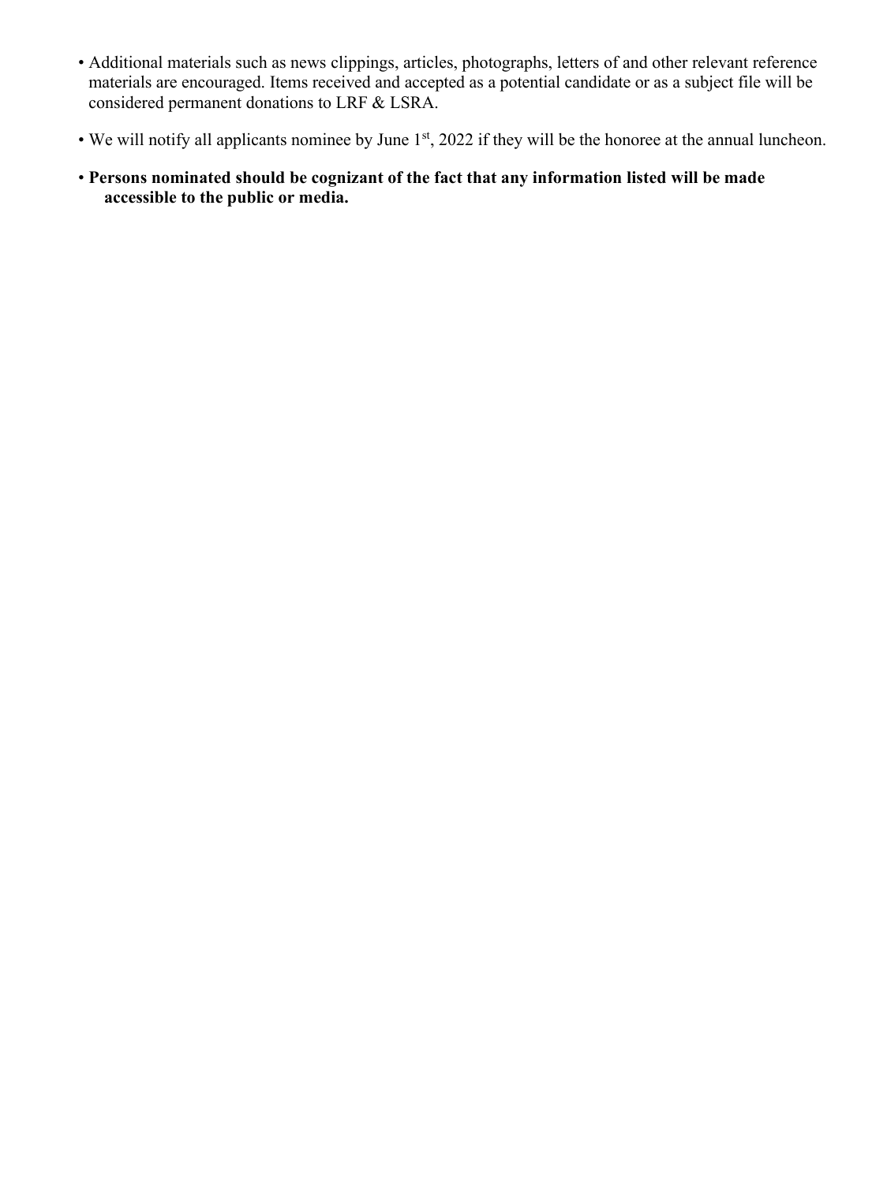- Additional materials such as news clippings, articles, photographs, letters of and other relevant reference materials are encouraged. Items received and accepted as a potential candidate or as a subject file will be considered permanent donations to LRF & LSRA.
- We will notify all applicants nominee by June 1st, 2022 if they will be the honoree at the annual luncheon.
- **Persons nominated should be cognizant of the fact that any information listed will be made accessible to the public or media.**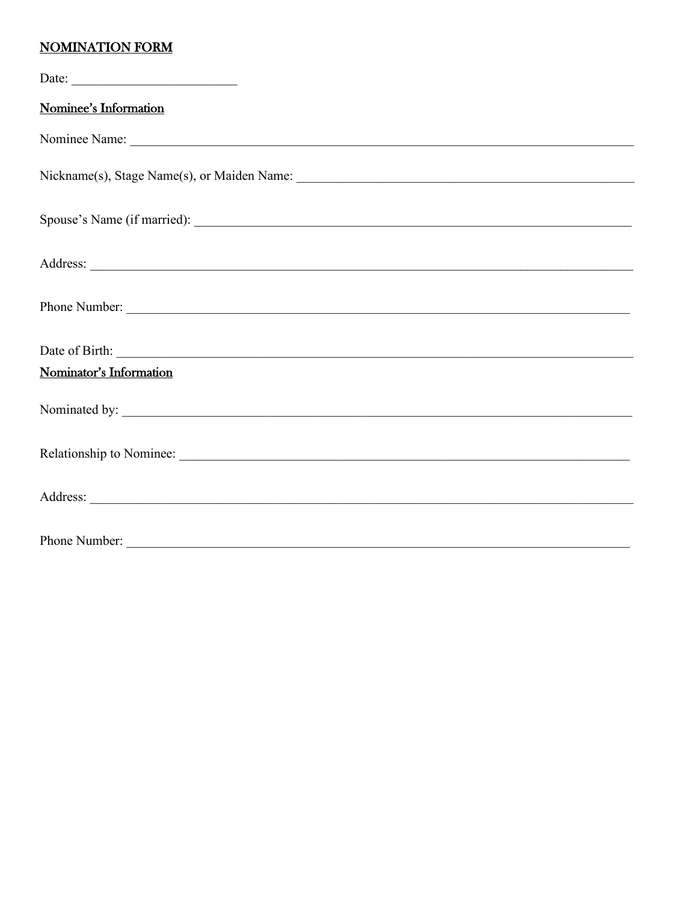**NOMINATION FORM**

Date: \_\_\_\_\_\_\_\_\_\_\_\_\_\_\_\_\_\_\_\_\_\_\_\_\_

**Nominee's Information**

Nominee Name: \_\_\_\_\_\_\_\_\_\_\_\_\_\_\_\_\_\_\_\_\_\_\_\_\_\_\_\_\_\_\_\_\_\_\_\_\_\_\_\_\_\_\_\_\_\_\_\_\_\_\_\_\_\_\_\_\_\_\_\_\_\_\_\_\_\_\_\_\_\_\_\_\_\_\_

Nickname(s), Stage Name(s), or Maiden Name: \_\_\_\_\_\_\_\_\_\_\_\_\_\_\_\_\_\_\_\_\_\_\_\_\_\_\_\_\_\_\_\_\_\_\_\_\_\_\_\_\_\_\_\_\_\_\_\_\_

Spouse's Name (if married): \_\_\_\_\_\_\_\_\_\_\_\_\_\_\_\_\_\_\_\_\_\_\_\_\_\_\_\_\_\_\_\_\_\_\_\_\_\_\_\_\_\_\_\_\_\_\_\_\_\_\_\_\_\_\_\_\_\_\_\_\_\_\_\_\_

Address: \_\_\_\_\_\_\_\_\_\_\_\_\_\_\_\_\_\_\_\_\_\_\_\_\_\_\_\_\_\_\_\_\_\_\_\_\_\_\_\_\_\_\_\_\_\_\_\_\_\_\_\_\_\_\_\_\_\_\_\_\_\_\_\_\_\_\_\_\_\_\_\_\_\_\_\_\_\_\_\_\_

Phone Number: \_\_\_\_\_\_\_\_\_\_\_\_\_\_\_\_\_\_\_\_\_\_\_\_\_\_\_\_\_\_\_\_\_\_\_\_\_\_\_\_\_\_\_\_\_\_\_\_\_\_\_\_\_\_\_\_\_\_\_\_\_\_\_\_\_\_\_\_\_\_\_\_\_\_\_

Date of Birth: \_\_\_\_\_\_\_\_\_\_\_\_\_\_\_\_\_\_\_\_\_\_\_\_\_\_\_\_\_\_\_\_\_\_\_\_\_\_\_\_\_\_\_\_\_\_\_\_\_\_\_\_\_\_\_\_\_\_\_\_\_\_\_\_\_\_\_\_\_\_\_\_\_\_\_\_

**Nominator's Information**

Nominated by: \_\_\_\_\_\_\_\_\_\_\_\_\_\_\_\_\_\_\_\_\_\_\_\_\_\_\_\_\_\_\_\_\_\_\_\_\_\_\_\_\_\_\_\_\_\_\_\_\_\_\_\_\_\_\_\_\_\_\_\_\_\_\_\_\_\_\_\_\_\_\_\_\_\_\_

Relationship to Nominee: \_\_\_\_\_\_\_\_\_\_\_\_\_\_\_\_\_\_\_\_\_\_\_\_\_\_\_\_\_\_\_\_\_\_\_\_\_\_\_\_\_\_\_\_\_\_\_\_\_\_\_\_\_\_\_\_\_\_\_\_\_\_\_\_\_\_\_

Address: \_\_\_\_\_\_\_\_\_\_\_\_\_\_\_\_\_\_\_\_\_\_\_\_\_\_\_\_\_\_\_\_\_\_\_\_\_\_\_\_\_\_\_\_\_\_\_\_\_\_\_\_\_\_\_\_\_\_\_\_\_\_\_\_\_\_\_\_\_\_\_\_\_\_\_\_\_\_\_\_\_

Phone Number: \_\_\_\_\_\_\_\_\_\_\_\_\_\_\_\_\_\_\_\_\_\_\_\_\_\_\_\_\_\_\_\_\_\_\_\_\_\_\_\_\_\_\_\_\_\_\_\_\_\_\_\_\_\_\_\_\_\_\_\_\_\_\_\_\_\_\_\_\_\_\_\_\_\_\_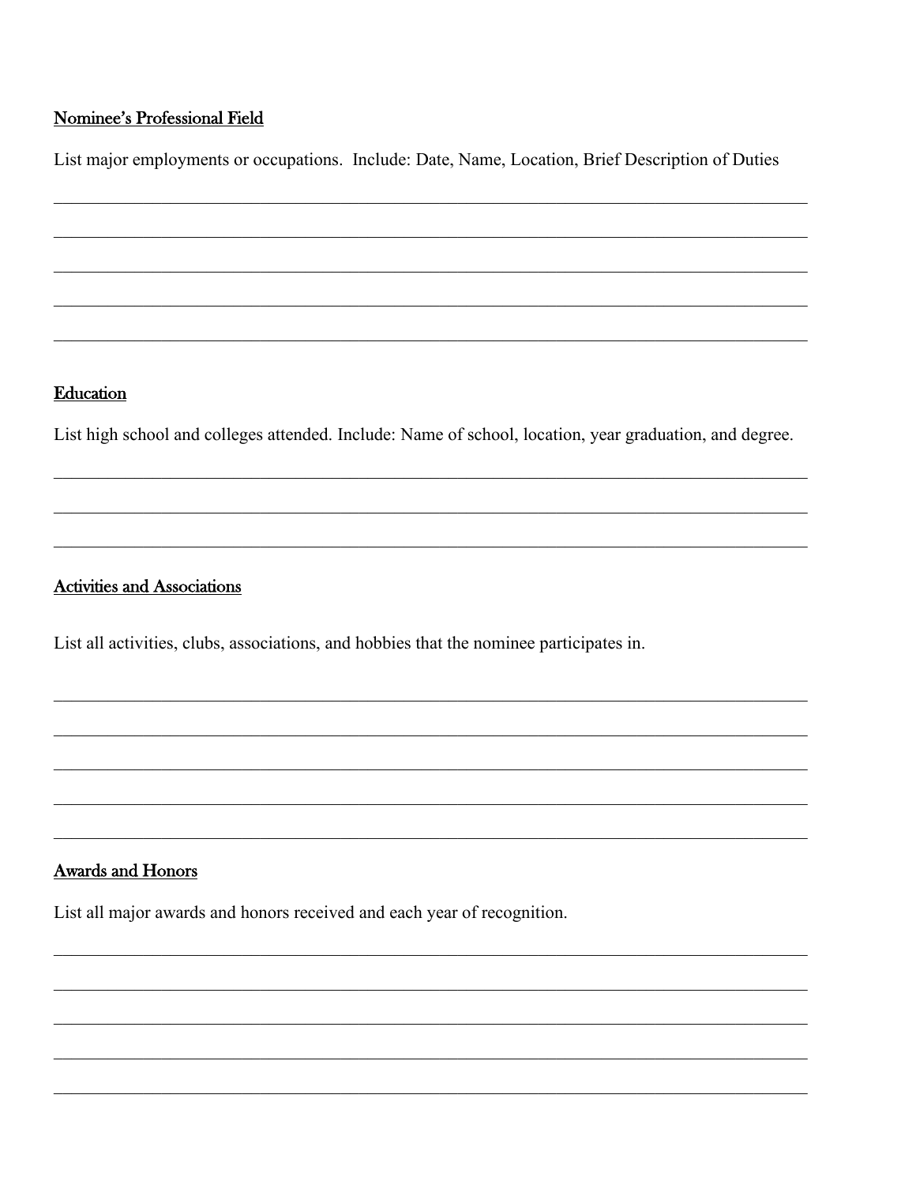**<u>Nominee's Professional Field</u>**

List major employments or occupations. Include: Date, Name, Location, Brief Description of Duties

\_\_\_\_\_\_\_\_\_\_\_\_\_\_\_\_\_\_\_\_\_\_\_\_\_\_\_\_\_\_\_\_\_\_\_\_\_\_\_\_\_\_\_\_\_\_\_\_\_\_\_\_\_\_\_\_\_\_\_\_\_\_\_\_\_\_\_\_\_\_\_\_\_\_\_\_\_\_

\_\_\_\_\_\_\_\_\_\_\_\_\_\_\_\_\_\_\_\_\_\_\_\_\_\_\_\_\_\_\_\_\_\_\_\_\_\_\_\_\_\_\_\_\_\_\_\_\_\_\_\_\_\_\_\_\_\_\_\_\_\_\_\_\_\_\_\_\_\_\_\_\_\_\_\_\_\_

\_\_\_\_\_\_\_\_\_\_\_\_\_\_\_\_\_\_\_\_\_\_\_\_\_\_\_\_\_\_\_\_\_\_\_\_\_\_\_\_\_\_\_\_\_\_\_\_\_\_\_\_\_\_\_\_\_\_\_\_\_\_\_\_\_\_\_\_\_\_\_\_\_\_\_\_\_\_

\_\_\_\_\_\_\_\_\_\_\_\_\_\_\_\_\_\_\_\_\_\_\_\_\_\_\_\_\_\_\_\_\_\_\_\_\_\_\_\_\_\_\_\_\_\_\_\_\_\_\_\_\_\_\_\_\_\_\_\_\_\_\_\_\_\_\_\_\_\_\_\_\_\_\_\_\_\_

\_\_\_\_\_\_\_\_\_\_\_\_\_\_\_\_\_\_\_\_\_\_\_\_\_\_\_\_\_\_\_\_\_\_\_\_\_\_\_\_\_\_\_\_\_\_\_\_\_\_\_\_\_\_\_\_\_\_\_\_\_\_\_\_\_\_\_\_\_\_\_\_\_\_\_\_\_\_

**<u>Education</u>**

List high school and colleges attended. Include: Name of school, location, year graduation, and degree.

\_\_\_\_\_\_\_\_\_\_\_\_\_\_\_\_\_\_\_\_\_\_\_\_\_\_\_\_\_\_\_\_\_\_\_\_\_\_\_\_\_\_\_\_\_\_\_\_\_\_\_\_\_\_\_\_\_\_\_\_\_\_\_\_\_\_\_\_\_\_\_\_\_\_\_\_\_\_

\_\_\_\_\_\_\_\_\_\_\_\_\_\_\_\_\_\_\_\_\_\_\_\_\_\_\_\_\_\_\_\_\_\_\_\_\_\_\_\_\_\_\_\_\_\_\_\_\_\_\_\_\_\_\_\_\_\_\_\_\_\_\_\_\_\_\_\_\_\_\_\_\_\_\_\_\_\_

\_\_\_\_\_\_\_\_\_\_\_\_\_\_\_\_\_\_\_\_\_\_\_\_\_\_\_\_\_\_\_\_\_\_\_\_\_\_\_\_\_\_\_\_\_\_\_\_\_\_\_\_\_\_\_\_\_\_\_\_\_\_\_\_\_\_\_\_\_\_\_\_\_\_\_\_\_\_

**<u>Activities and Associations</u>**

List all activities, clubs, associations, and hobbies that the nominee participates in.

\_\_\_\_\_\_\_\_\_\_\_\_\_\_\_\_\_\_\_\_\_\_\_\_\_\_\_\_\_\_\_\_\_\_\_\_\_\_\_\_\_\_\_\_\_\_\_\_\_\_\_\_\_\_\_\_\_\_\_\_\_\_\_\_\_\_\_\_\_\_\_\_\_\_\_\_\_\_

\_\_\_\_\_\_\_\_\_\_\_\_\_\_\_\_\_\_\_\_\_\_\_\_\_\_\_\_\_\_\_\_\_\_\_\_\_\_\_\_\_\_\_\_\_\_\_\_\_\_\_\_\_\_\_\_\_\_\_\_\_\_\_\_\_\_\_\_\_\_\_\_\_\_\_\_\_\_

\_\_\_\_\_\_\_\_\_\_\_\_\_\_\_\_\_\_\_\_\_\_\_\_\_\_\_\_\_\_\_\_\_\_\_\_\_\_\_\_\_\_\_\_\_\_\_\_\_\_\_\_\_\_\_\_\_\_\_\_\_\_\_\_\_\_\_\_\_\_\_\_\_\_\_\_\_\_

\_\_\_\_\_\_\_\_\_\_\_\_\_\_\_\_\_\_\_\_\_\_\_\_\_\_\_\_\_\_\_\_\_\_\_\_\_\_\_\_\_\_\_\_\_\_\_\_\_\_\_\_\_\_\_\_\_\_\_\_\_\_\_\_\_\_\_\_\_\_\_\_\_\_\_\_\_\_

\_\_\_\_\_\_\_\_\_\_\_\_\_\_\_\_\_\_\_\_\_\_\_\_\_\_\_\_\_\_\_\_\_\_\_\_\_\_\_\_\_\_\_\_\_\_\_\_\_\_\_\_\_\_\_\_\_\_\_\_\_\_\_\_\_\_\_\_\_\_\_\_\_\_\_\_\_\_

**<u>Awards and Honors</u>**

List all major awards and honors received and each year of recognition.

\_\_\_\_\_\_\_\_\_\_\_\_\_\_\_\_\_\_\_\_\_\_\_\_\_\_\_\_\_\_\_\_\_\_\_\_\_\_\_\_\_\_\_\_\_\_\_\_\_\_\_\_\_\_\_\_\_\_\_\_\_\_\_\_\_\_\_\_\_\_\_\_\_\_\_\_\_\_

\_\_\_\_\_\_\_\_\_\_\_\_\_\_\_\_\_\_\_\_\_\_\_\_\_\_\_\_\_\_\_\_\_\_\_\_\_\_\_\_\_\_\_\_\_\_\_\_\_\_\_\_\_\_\_\_\_\_\_\_\_\_\_\_\_\_\_\_\_\_\_\_\_\_\_\_\_\_

\_\_\_\_\_\_\_\_\_\_\_\_\_\_\_\_\_\_\_\_\_\_\_\_\_\_\_\_\_\_\_\_\_\_\_\_\_\_\_\_\_\_\_\_\_\_\_\_\_\_\_\_\_\_\_\_\_\_\_\_\_\_\_\_\_\_\_\_\_\_\_\_\_\_\_\_\_\_

\_\_\_\_\_\_\_\_\_\_\_\_\_\_\_\_\_\_\_\_\_\_\_\_\_\_\_\_\_\_\_\_\_\_\_\_\_\_\_\_\_\_\_\_\_\_\_\_\_\_\_\_\_\_\_\_\_\_\_\_\_\_\_\_\_\_\_\_\_\_\_\_\_\_\_\_\_\_

\_\_\_\_\_\_\_\_\_\_\_\_\_\_\_\_\_\_\_\_\_\_\_\_\_\_\_\_\_\_\_\_\_\_\_\_\_\_\_\_\_\_\_\_\_\_\_\_\_\_\_\_\_\_\_\_\_\_\_\_\_\_\_\_\_\_\_\_\_\_\_\_\_\_\_\_\_\_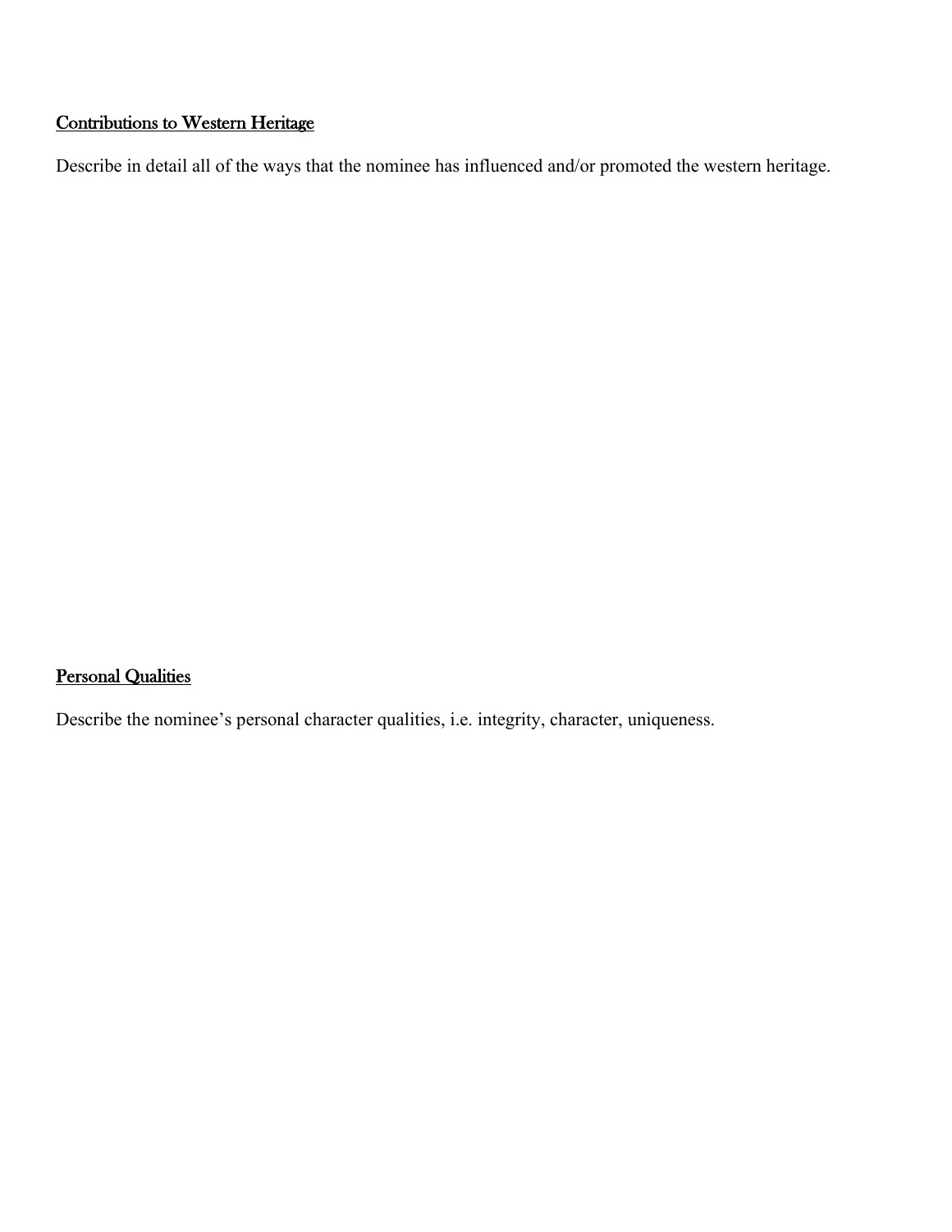<u>Contributions to Western Heritage</u>

Describe in detail all of the ways that the nominee has influenced and/or promoted the western heritage.

<u>Personal Qualities</u>

Describe the nominee's personal character qualities, i.e. integrity, character, uniqueness.